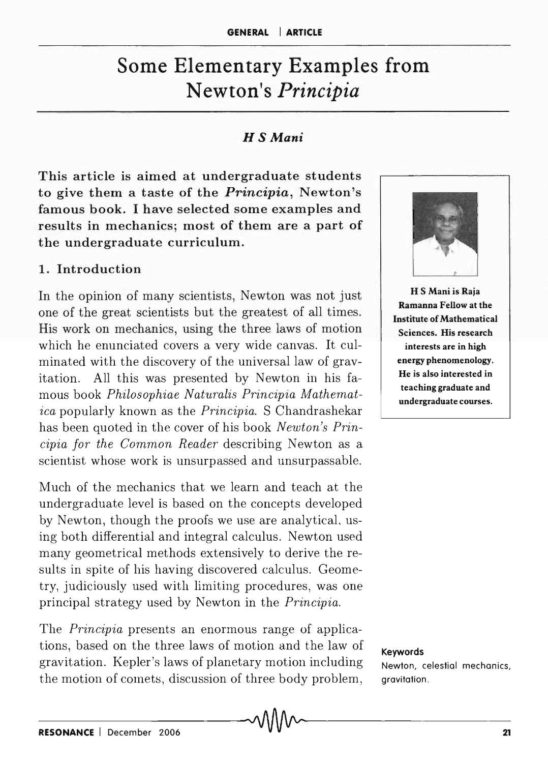# Some Elementary Examples from Newton's *Principia*

***H S Mani***

**This article is aimed at undergraduate students to give them a taste of the *Principia*, Newton's famous book. I have selected some examples and results in mechanics; most of them are a part of the undergraduate curriculum.**

**H S Mani is Raja Ramanna Fellow at the Institute of Mathematical Sciences. His research interests are in high energy phenomenology. He is also interested in teaching graduate and undergraduate courses.**

## 1. Introduction

In the opinion of many scientists, Newton was not just one of the great scientists but the greatest of all times. His work on mechanics, using the three laws of motion which he enunciated covers a very wide canvas. It culminated with the discovery of the universal law of gravitation. All this was presented by Newton in his famous book *Philosophiae Naturalis Principia Mathematica* popularly known as the *Principia*. S Chandrashekar has been quoted in the cover of his book *Newton's Principia for the Common Reader* describing Newton as a scientist whose work is unsurpassed and unsurpassable.

Much of the mechanics that we learn and teach at the undergraduate level is based on the concepts developed by Newton, though the proofs we use are analytical, using both differential and integral calculus. Newton used many geometrical methods extensively to derive the results in spite of his having discovered calculus. Geometry, judiciously used with limiting procedures, was one principal strategy used by Newton in the *Principia*.

The *Principia* presents an enormous range of applications, based on the three laws of motion and the law of gravitation. Kepler's laws of planetary motion including the motion of comets, discussion of three body problem,

**Keywords**

Newton, celestial mechanics, gravitation.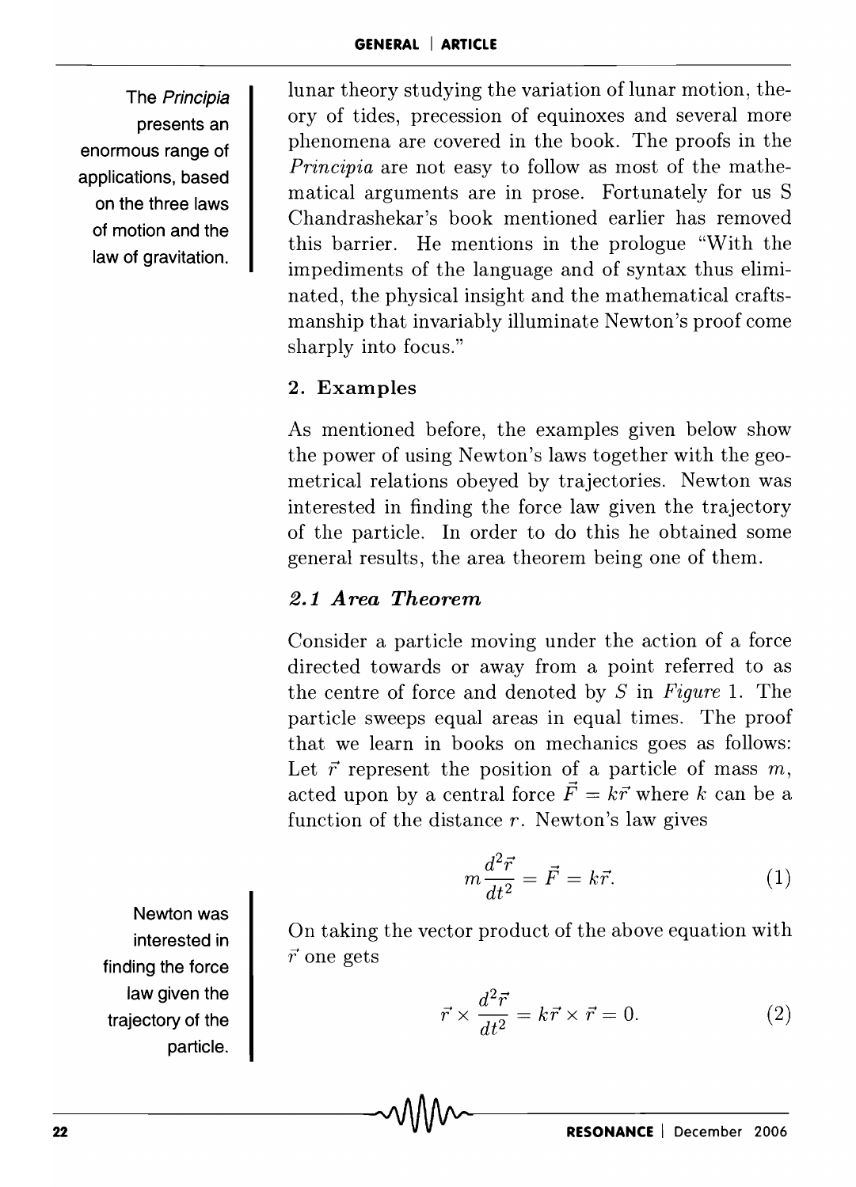The *Principia* presents an enormous range of applications, based on the three laws of motion and the law of gravitation.

lunar theory studying the variation of lunar motion, theory of tides, precession of equinoxes and several more phenomena are covered in the book. The proofs in the *Principia* are not easy to follow as most of the mathematical arguments are in prose. Fortunately for us S Chandrashekar's book mentioned earlier has removed this barrier. He mentions in the prologue "With the impediments of the language and of syntax thus eliminated, the physical insight and the mathematical craftsmanship that invariably illuminate Newton's proof come sharply into focus."

## 2. Examples

As mentioned before, the examples given below show the power of using Newton's laws together with the geometrical relations obeyed by trajectories. Newton was interested in finding the force law given the trajectory of the particle. In order to do this he obtained some general results, the area theorem being one of them.

### *2.1 Area Theorem*

Consider a particle moving under the action of a force directed towards or away from a point referred to as the centre of force and denoted by $S$ in *Figure* 1. The particle sweeps equal areas in equal times. The proof that we learn in books on mechanics goes as follows: Let $\vec{r}$ represent the position of a particle of mass $m$, acted upon by a central force $\vec{F} = k\vec{r}$ where $k$ can be a function of the distance $r$. Newton's law gives

$$m\frac{d^2\vec{r}}{dt^2} = \vec{F} = k\vec{r}. \tag{1}$$

Newton was interested in finding the force law given the trajectory of the particle.

On taking the vector product of the above equation with $\vec{r}$ one gets

$$\vec{r} \times \frac{d^2\vec{r}}{dt^2} = k\vec{r} \times \vec{r} = 0. \tag{2}$$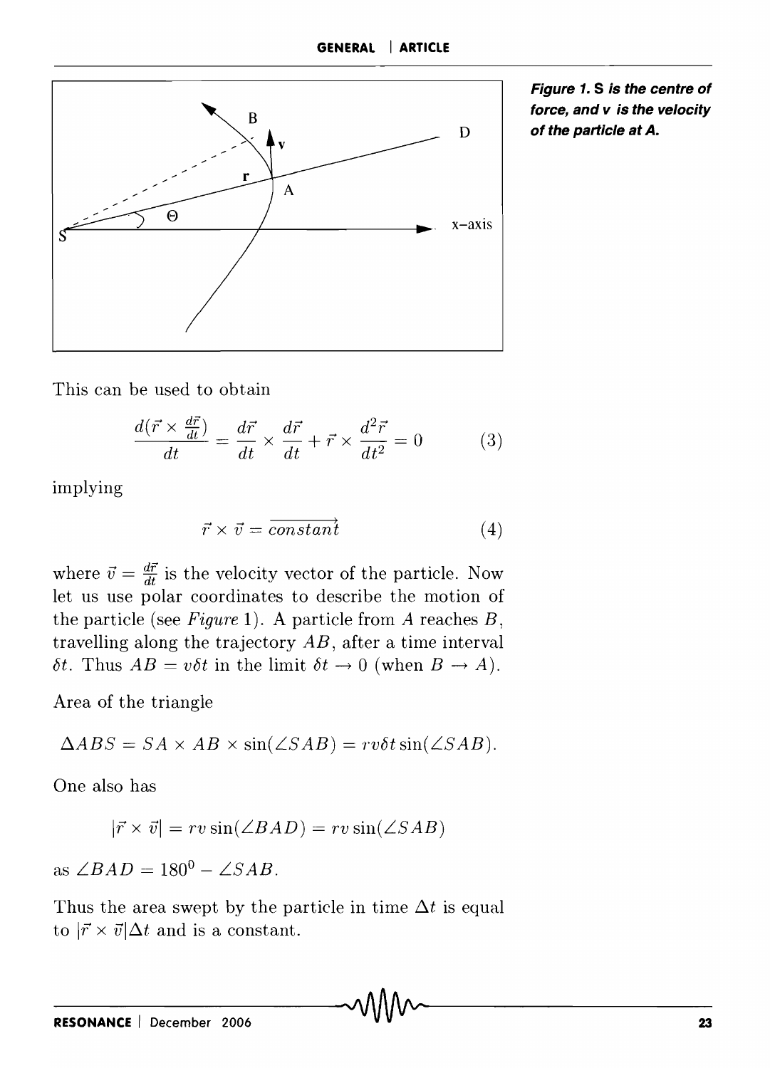*Figure 1. S is the centre of force, and v is the velocity of the particle at A.*

This can be used to obtain

$$\frac{d(\vec{r} \times \frac{d\vec{r}}{dt})}{dt} = \frac{d\vec{r}}{dt} \times \frac{d\vec{r}}{dt} + \vec{r} \times \frac{d^2\vec{r}}{dt^2} = 0 \qquad (3)$$

implying

$$\vec{r} \times \vec{v} = \overrightarrow{constant} \qquad (4)$$

where $\vec{v} = \frac{d\vec{r}}{dt}$ is the velocity vector of the particle. Now let us use polar coordinates to describe the motion of the particle (see *Figure* 1). A particle from $A$ reaches $B$, travelling along the trajectory $AB$, after a time interval $\delta t$. Thus $AB = v\delta t$ in the limit $\delta t \to 0$ (when $B \to A$).

Area of the triangle

$$\Delta ABS = SA \times AB \times \sin(\angle SAB) = rv\delta t \sin(\angle SAB).$$

One also has

$$|\vec{r} \times \vec{v}| = rv \sin(\angle BAD) = rv \sin(\angle SAB)$$

as $\angle BAD = 180^0 - \angle SAB$.

Thus the area swept by the particle in time $\Delta t$ is equal to $|\vec{r} \times \vec{v}|\Delta t$ and is a constant.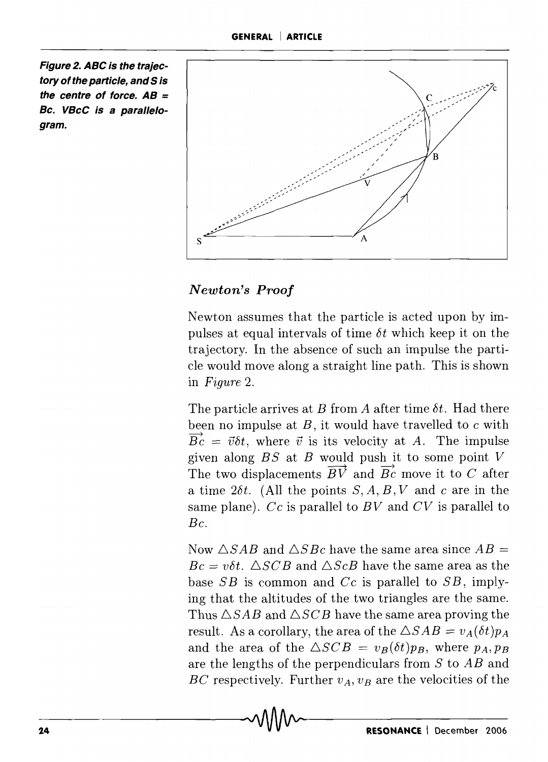*Figure 2. ABC is the trajectory of the particle, and S is the centre of force. AB = Bc. VBcC is a parallelogram.*

### *Newton's Proof*

Newton assumes that the particle is acted upon by impulses at equal intervals of time $\delta t$ which keep it on the trajectory. In the absence of such an impulse the particle would move along a straight line path. This is shown in *Figure* 2.

The particle arrives at $B$ from $A$ after time $\delta t$. Had there been no impulse at $B$, it would have travelled to $c$ with $\overrightarrow{Bc} = \vec{v}\delta t$, where $\vec{v}$ is its velocity at $A$. The impulse given along $BS$ at $B$ would push it to some point $V$ The two displacements $\overrightarrow{BV}$ and $\overrightarrow{Bc}$ move it to $C$ after a time $2\delta t$. (All the points $S, A, B, V$ and $c$ are in the same plane). $Cc$ is parallel to $BV$ and $CV$ is parallel to $Bc$.

Now $\triangle SAB$ and $\triangle SBc$ have the same area since $AB = Bc = v\delta t$. $\triangle SCB$ and $\triangle ScB$ have the same area as the base $SB$ is common and $Cc$ is parallel to $SB$, implying that the altitudes of the two triangles are the same. Thus $\triangle SAB$ and $\triangle SCB$ have the same area proving the result. As a corollary, the area of the $\triangle SAB = v_A(\delta t)p_A$ and the area of the $\triangle SCB = v_B(\delta t)p_B$, where $p_A, p_B$ are the lengths of the perpendiculars from $S$ to $AB$ and $BC$ respectively. Further $v_A, v_B$ are the velocities of the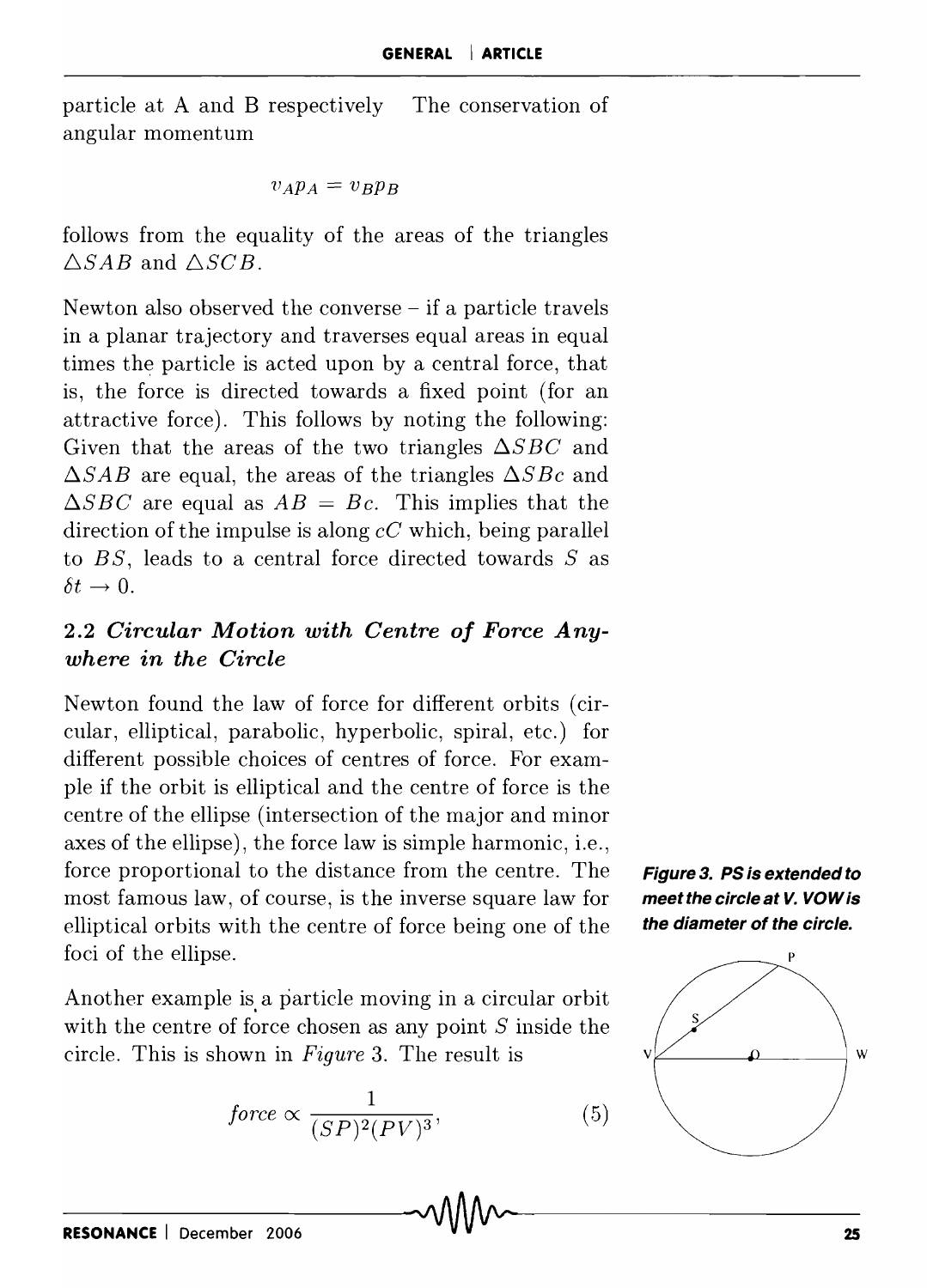particle at A and B respectively. The conservation of angular momentum

$$v_A p_A = v_B p_B$$

follows from the equality of the areas of the triangles $\triangle SAB$ and $\triangle SCB$.

Newton also observed the converse – if a particle travels in a planar trajectory and traverses equal areas in equal times the particle is acted upon by a central force, that is, the force is directed towards a fixed point (for an attractive force). This follows by noting the following: Given that the areas of the two triangles $\Delta SBC$ and $\Delta SAB$ are equal, the areas of the triangles $\Delta SBc$ and $\Delta SBC$ are equal as $AB = Bc$. This implies that the direction of the impulse is along $cC$ which, being parallel to $BS$, leads to a central force directed towards $S$ as $\delta t \to 0$.

### 2.2 *Circular Motion with Centre of Force Anywhere in the Circle*

Newton found the law of force for different orbits (circular, elliptical, parabolic, hyperbolic, spiral, etc.) for different possible choices of centres of force. For example if the orbit is elliptical and the centre of force is the centre of the ellipse (intersection of the major and minor axes of the ellipse), the force law is simple harmonic, i.e., force proportional to the distance from the centre. The most famous law, of course, is the inverse square law for elliptical orbits with the centre of force being one of the foci of the ellipse.

Another example is a particle moving in a circular orbit with the centre of force chosen as any point $S$ inside the circle. This is shown in *Figure* 3. The result is

$$\textit{force} \propto \frac{1}{(SP)^2(PV)^3}, \tag{5}$$

**Figure 3. PS is extended to meet the circle at V. VOW is the diameter of the circle.**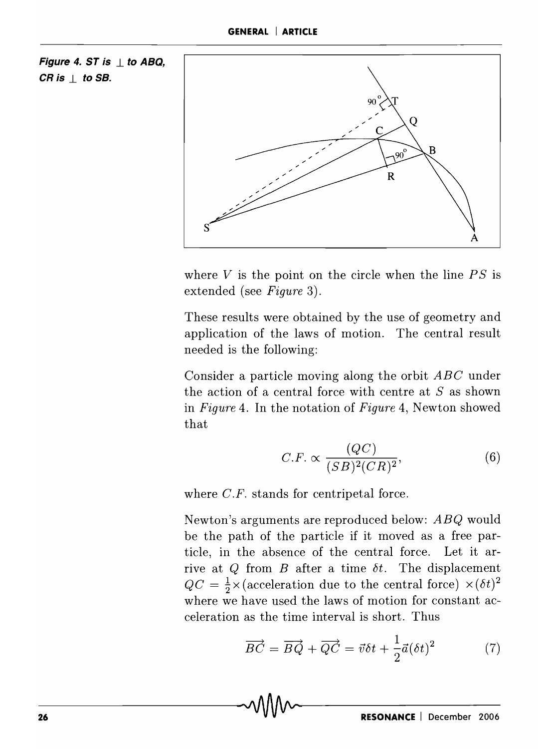**Figure 4. ST is ⊥ to ABQ, CR is ⊥ to SB.**

where $V$ is the point on the circle when the line $PS$ is extended (see *Figure* 3).

These results were obtained by the use of geometry and application of the laws of motion. The central result needed is the following:

Consider a particle moving along the orbit $ABC$ under the action of a central force with centre at $S$ as shown in *Figure* 4. In the notation of *Figure* 4, Newton showed that

$$C.F. \propto \frac{(QC)}{(SB)^2(CR)^2}, \tag{6}$$

where $C.F.$ stands for centripetal force.

Newton's arguments are reproduced below: $ABQ$ would be the path of the particle if it moved as a free particle, in the absence of the central force. Let it arrive at $Q$ from $B$ after a time $\delta t$. The displacement $QC = \frac{1}{2}\times$(acceleration due to the central force) $\times(\delta t)^2$ where we have used the laws of motion for constant acceleration as the time interval is short. Thus

$$\overrightarrow{BC} = \overrightarrow{BQ} + \overrightarrow{QC} = \vec{v}\delta t + \frac{1}{2}\vec{a}(\delta t)^2 \tag{7}$$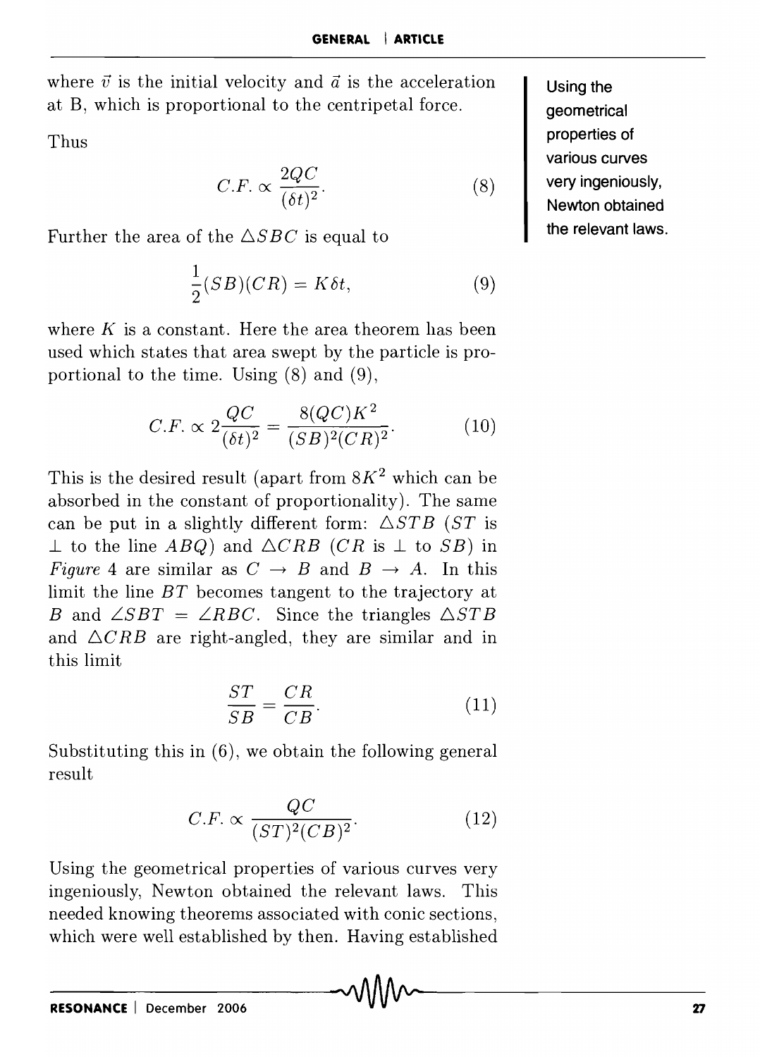where $\vec{v}$ is the initial velocity and $\vec{a}$ is the acceleration at B, which is proportional to the centripetal force.

Thus

$$C.F. \propto \frac{2QC}{(\delta t)^2}. \tag{8}$$

Further the area of the $\triangle SBC$ is equal to

$$\frac{1}{2}(SB)(CR) = K\delta t, \tag{9}$$

where $K$ is a constant. Here the area theorem has been used which states that area swept by the particle is proportional to the time. Using (8) and (9),

$$C.F. \propto 2\frac{QC}{(\delta t)^2} = \frac{8(QC)K^2}{(SB)^2(CR)^2}. \tag{10}$$

This is the desired result (apart from $8K^2$ which can be absorbed in the constant of proportionality). The same can be put in a slightly different form: $\triangle STB$ ($ST$ is $\perp$ to the line $ABQ$) and $\triangle CRB$ ($CR$ is $\perp$ to $SB$) in *Figure* 4 are similar as $C \to B$ and $B \to A$. In this limit the line $BT$ becomes tangent to the trajectory at $B$ and $\angle SBT = \angle RBC$. Since the triangles $\triangle STB$ and $\triangle CRB$ are right-angled, they are similar and in this limit

$$\frac{ST}{SB} = \frac{CR}{CB}. \tag{11}$$

Substituting this in (6), we obtain the following general result

$$C.F. \propto \frac{QC}{(ST)^2(CB)^2}. \tag{12}$$

Using the geometrical properties of various curves very ingeniously, Newton obtained the relevant laws. This needed knowing theorems associated with conic sections, which were well established by then. Having established

Using the geometrical properties of various curves very ingeniously, Newton obtained the relevant laws.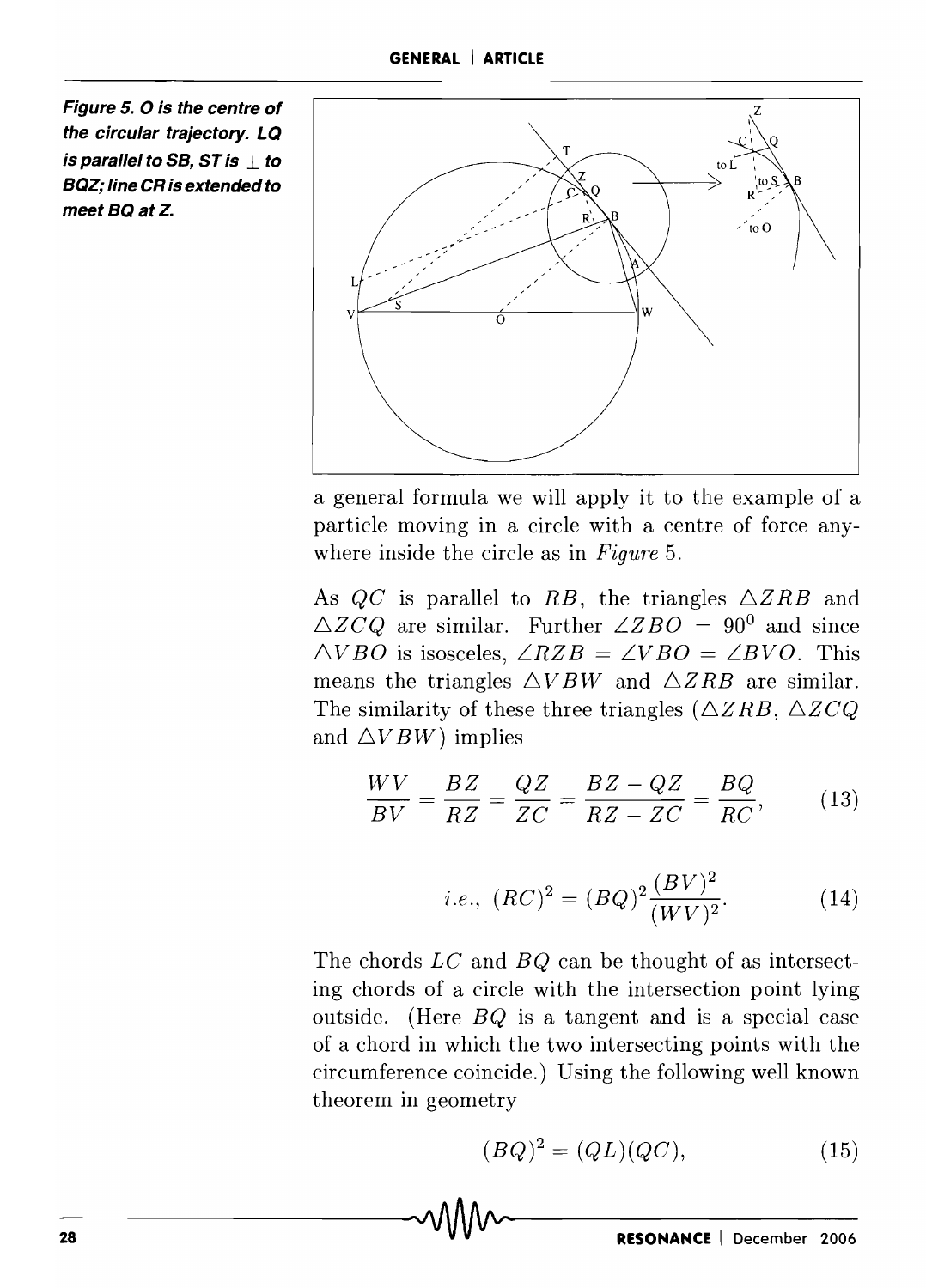*Figure 5. O is the centre of the circular trajectory. LQ is parallel to SB, ST is ⊥ to BQZ; line CR is extended to meet BQ at Z.*

a general formula we will apply it to the example of a particle moving in a circle with a centre of force anywhere inside the circle as in *Figure* 5.

As $QC$ is parallel to $RB$, the triangles $\triangle ZRB$ and $\triangle ZCQ$ are similar. Further $\angle ZBO = 90^0$ and since $\triangle VBO$ is isosceles, $\angle RZB = \angle VBO = \angle BVO$. This means the triangles $\triangle VBW$ and $\triangle ZRB$ are similar. The similarity of these three triangles ($\triangle ZRB$, $\triangle ZCQ$ and $\triangle VBW$) implies

$$\frac{WV}{BV} = \frac{BZ}{RZ} = \frac{QZ}{ZC} = \frac{BZ - QZ}{RZ - ZC} = \frac{BQ}{RC}, \tag{13}$$

$$i.e.,\ (RC)^2 = (BQ)^2 \frac{(BV)^2}{(WV)^2}. \tag{14}$$

The chords $LC$ and $BQ$ can be thought of as intersecting chords of a circle with the intersection point lying outside. (Here $BQ$ is a tangent and is a special case of a chord in which the two intersecting points with the circumference coincide.) Using the following well known theorem in geometry

$$(BQ)^2 = (QL)(QC), \tag{15}$$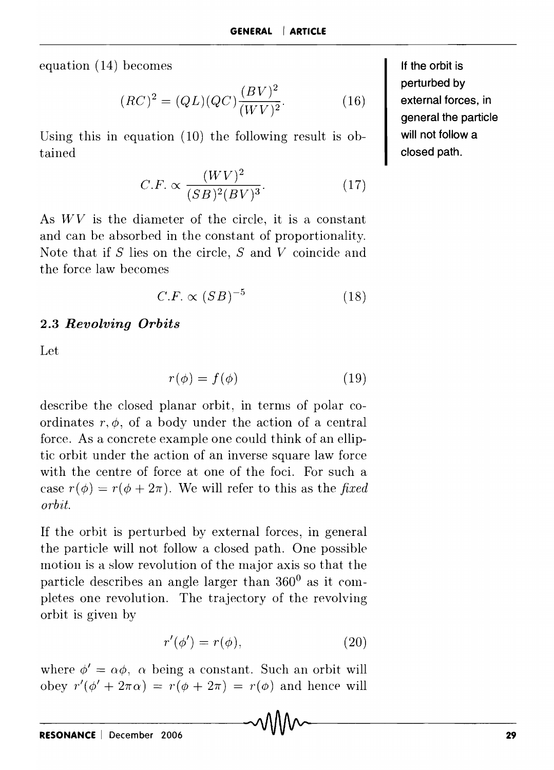equation (14) becomes

$$(RC)^2 = (QL)(QC)\frac{(BV)^2}{(WV)^2}. \qquad (16)$$

Using this in equation (10) the following result is obtained

$$C.F. \propto \frac{(WV)^2}{(SB)^2(BV)^3}. \qquad (17)$$

As $WV$ is the diameter of the circle, it is a constant and can be absorbed in the constant of proportionality. Note that if $S$ lies on the circle, $S$ and $V$ coincide and the force law becomes

$$C.F. \propto (SB)^{-5} \qquad (18)$$

### 2.3 *Revolving Orbits*

Let

$$r(\phi) = f(\phi) \qquad (19)$$

describe the closed planar orbit, in terms of polar coordinates $r, \phi$, of a body under the action of a central force. As a concrete example one could think of an elliptic orbit under the action of an inverse square law force with the centre of force at one of the foci. For such a case $r(\phi) = r(\phi + 2\pi)$. We will refer to this as the *fixed orbit*.

If the orbit is perturbed by external forces, in general the particle will not follow a closed path. One possible motion is a slow revolution of the major axis so that the particle describes an angle larger than $360^0$ as it completes one revolution. The trajectory of the revolving orbit is given by

$$r'(\phi') = r(\phi), \qquad (20)$$

where $\phi' = \alpha\phi$, $\alpha$ being a constant. Such an orbit will obey $r'(\phi' + 2\pi\alpha) = r(\phi + 2\pi) = r(\phi)$ and hence will

If the orbit is perturbed by external forces, in general the particle will not follow a closed path.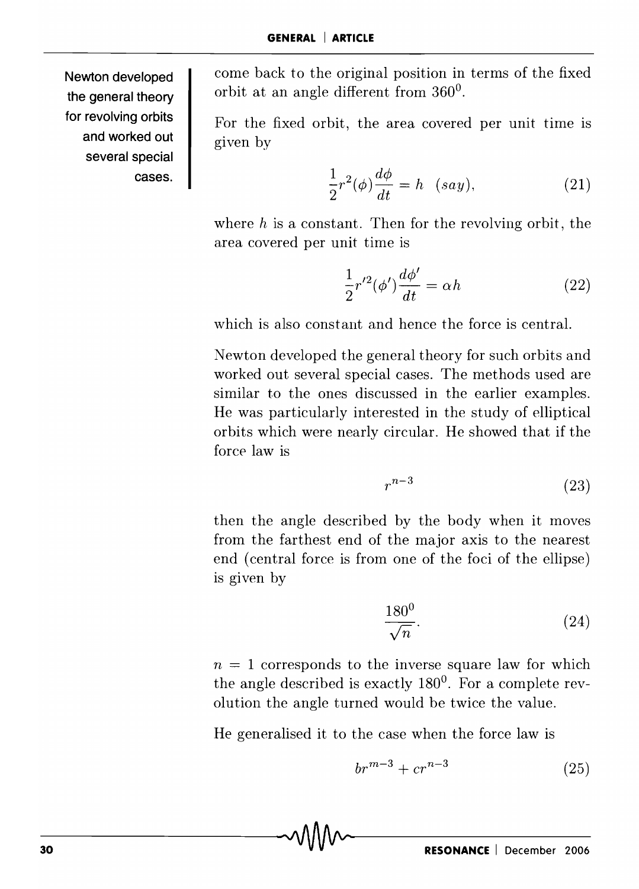come back to the original position in terms of the fixed orbit at an angle different from $360^0$.

Newton developed the general theory for revolving orbits and worked out several special cases.

For the fixed orbit, the area covered per unit time is given by

$$\frac{1}{2}r^2(\phi)\frac{d\phi}{dt} = h \;\; (say), \tag{21}$$

where $h$ is a constant. Then for the revolving orbit, the area covered per unit time is

$$\frac{1}{2}r'^2(\phi')\frac{d\phi'}{dt} = \alpha h \tag{22}$$

which is also constant and hence the force is central.

Newton developed the general theory for such orbits and worked out several special cases. The methods used are similar to the ones discussed in the earlier examples. He was particularly interested in the study of elliptical orbits which were nearly circular. He showed that if the force law is

$$r^{n-3} \tag{23}$$

then the angle described by the body when it moves from the farthest end of the major axis to the nearest end (central force is from one of the foci of the ellipse) is given by

$$\frac{180^0}{\sqrt{n}}. \tag{24}$$

$n = 1$ corresponds to the inverse square law for which the angle described is exactly $180^0$. For a complete revolution the angle turned would be twice the value.

He generalised it to the case when the force law is

$$br^{m-3} + cr^{n-3} \tag{25}$$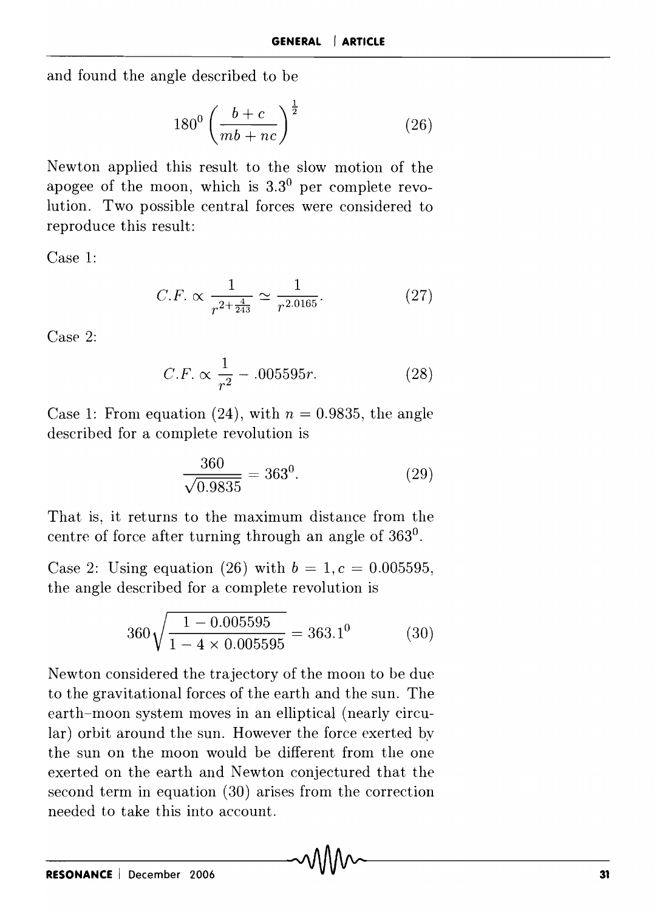and found the angle described to be

$$180^0 \left( \frac{b+c}{mb+nc} \right)^{\frac{1}{2}} \tag{26}$$

Newton applied this result to the slow motion of the apogee of the moon, which is $3.3^0$ per complete revolution. Two possible central forces were considered to reproduce this result:

Case 1:

$$C.F. \propto \frac{1}{r^{2+\frac{4}{243}}} \simeq \frac{1}{r^{2.0165}}. \tag{27}$$

Case 2:

$$C.F. \propto \frac{1}{r^2} - .005595r. \tag{28}$$

Case 1: From equation (24), with $n = 0.9835$, the angle described for a complete revolution is

$$\frac{360}{\sqrt{0.9835}} = 363^0. \tag{29}$$

That is, it returns to the maximum distance from the centre of force after turning through an angle of $363^0$.

Case 2: Using equation (26) with $b = 1, c = 0.005595$, the angle described for a complete revolution is

$$360\sqrt{\frac{1-0.005595}{1-4\times 0.005595}} = 363.1^0 \tag{30}$$

Newton considered the trajectory of the moon to be due to the gravitational forces of the earth and the sun. The earth–moon system moves in an elliptical (nearly circular) orbit around the sun. However the force exerted by the sun on the moon would be different from the one exerted on the earth and Newton conjectured that the second term in equation (30) arises from the correction needed to take this into account.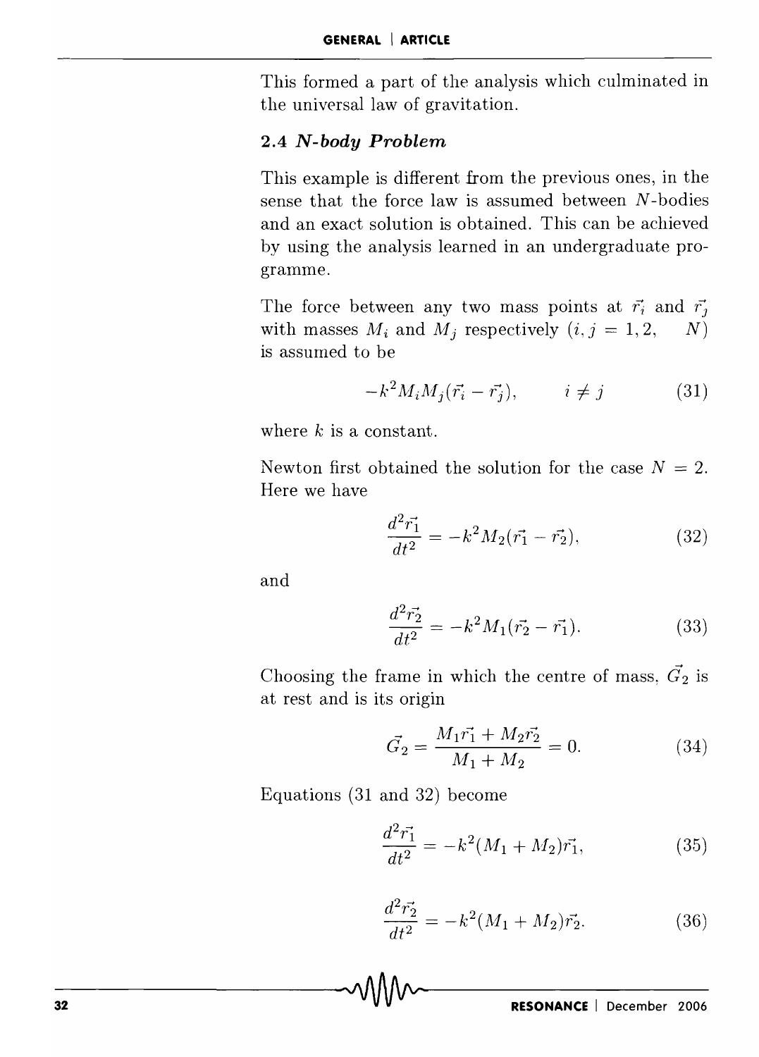This formed a part of the analysis which culminated in the universal law of gravitation.

### 2.4 *N*-body Problem

This example is different from the previous ones, in the sense that the force law is assumed between $N$-bodies and an exact solution is obtained. This can be achieved by using the analysis learned in an undergraduate programme.

The force between any two mass points at $\vec{r_i}$ and $\vec{r_j}$ with masses $M_i$ and $M_j$ respectively $(i, j = 1, 2, \quad N)$ is assumed to be

$$-k^2 M_i M_j (\vec{r_i} - \vec{r_j}), \qquad i \neq j \tag{31}$$

where $k$ is a constant.

Newton first obtained the solution for the case $N = 2$. Here we have

$$\frac{d^2\vec{r_1}}{dt^2} = -k^2 M_2 (\vec{r_1} - \vec{r_2}), \tag{32}$$

and

$$\frac{d^2\vec{r_2}}{dt^2} = -k^2 M_1 (\vec{r_2} - \vec{r_1}). \tag{33}$$

Choosing the frame in which the centre of mass, $\vec{G_2}$ is at rest and is its origin

$$\vec{G_2} = \frac{M_1\vec{r_1} + M_2\vec{r_2}}{M_1 + M_2} = 0. \tag{34}$$

Equations (31 and 32) become

$$\frac{d^2\vec{r_1}}{dt^2} = -k^2 (M_1 + M_2)\vec{r_1}, \tag{35}$$

$$\frac{d^2\vec{r_2}}{dt^2} = -k^2 (M_1 + M_2)\vec{r_2}. \tag{36}$$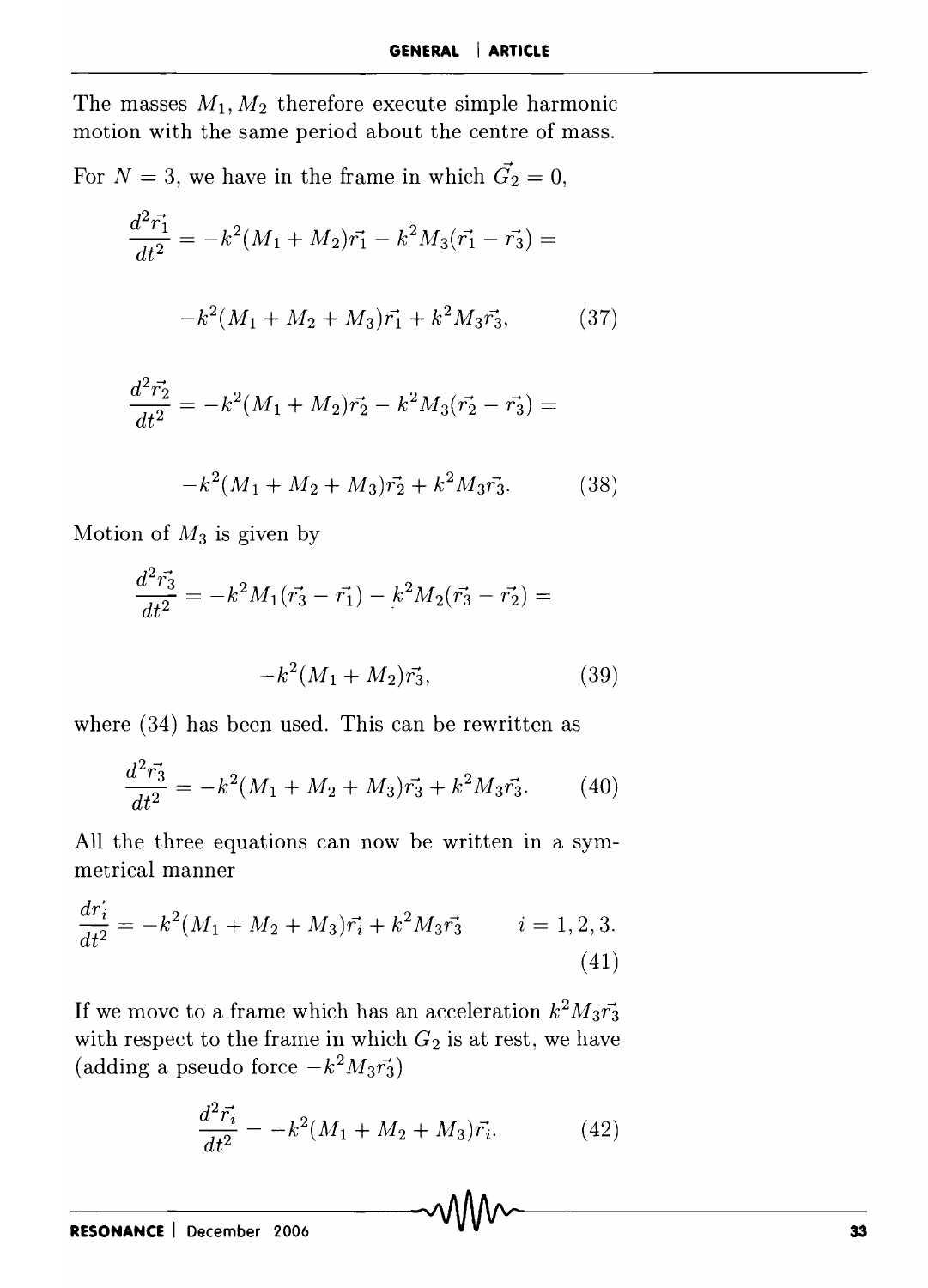The masses $M_1, M_2$ therefore execute simple harmonic motion with the same period about the centre of mass.

For $N = 3$, we have in the frame in which $\vec{G_2} = 0$,

$$\frac{d^2\vec{r_1}}{dt^2} = -k^2(M_1 + M_2)\vec{r_1} - k^2M_3(\vec{r_1} - \vec{r_3}) =$$

$$-k^2(M_1 + M_2 + M_3)\vec{r_1} + k^2M_3\vec{r_3}, \tag{37}$$

$$\frac{d^2\vec{r_2}}{dt^2} = -k^2(M_1 + M_2)\vec{r_2} - k^2M_3(\vec{r_2} - \vec{r_3}) =$$

$$-k^2(M_1 + M_2 + M_3)\vec{r_2} + k^2M_3\vec{r_3}. \tag{38}$$

Motion of $M_3$ is given by

$$\frac{d^2\vec{r_3}}{dt^2} = -k^2M_1(\vec{r_3} - \vec{r_1}) - k^2M_2(\vec{r_3} - \vec{r_2}) =$$

$$-k^2(M_1 + M_2)\vec{r_3}, \tag{39}$$

where (34) has been used. This can be rewritten as

$$\frac{d^2\vec{r_3}}{dt^2} = -k^2(M_1 + M_2 + M_3)\vec{r_3} + k^2M_3\vec{r_3}. \tag{40}$$

All the three equations can now be written in a symmetrical manner

$$\frac{d\vec{r_i}}{dt^2} = -k^2(M_1 + M_2 + M_3)\vec{r_i} + k^2M_3\vec{r_3} \qquad i = 1, 2, 3. \tag{41}$$

If we move to a frame which has an acceleration $k^2M_3\vec{r_3}$ with respect to the frame in which $G_2$ is at rest, we have (adding a pseudo force $-k^2M_3\vec{r_3}$)

$$\frac{d^2\vec{r_i}}{dt^2} = -k^2(M_1 + M_2 + M_3)\vec{r_i}. \tag{42}$$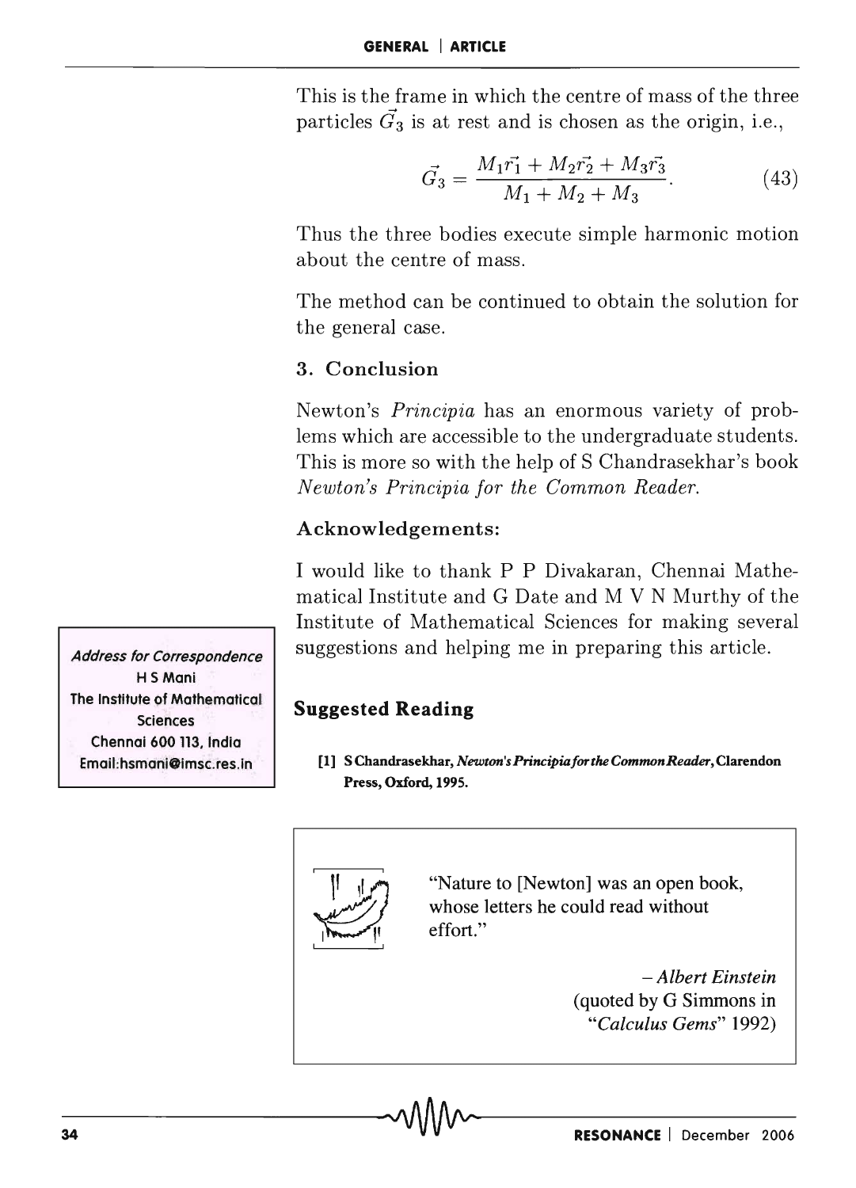This is the frame in which the centre of mass of the three particles $\vec{G_3}$ is at rest and is chosen as the origin, i.e.,

$$\vec{G_3} = \frac{M_1\vec{r_1} + M_2\vec{r_2} + M_3\vec{r_3}}{M_1 + M_2 + M_3}. \tag{43}$$

Thus the three bodies execute simple harmonic motion about the centre of mass.

The method can be continued to obtain the solution for the general case.

### 3. Conclusion

Newton's *Principia* has an enormous variety of problems which are accessible to the undergraduate students. This is more so with the help of S Chandrasekhar's book *Newton's Principia for the Common Reader*.

### Acknowledgements:

I would like to thank P P Divakaran, Chennai Mathematical Institute and G Date and M V N Murthy of the Institute of Mathematical Sciences for making several suggestions and helping me in preparing this article.

*Address for Correspondence*
H S Mani
The Institute of Mathematical Sciences
Chennai 600 113, India
Email:hsmani@imsc.res.in

## Suggested Reading

[1] **S Chandrasekhar, *Newton's Principia for the Common Reader*, Clarendon Press, Oxford, 1995.**

"Nature to [Newton] was an open book, whose letters he could read without effort."

– *Albert Einstein*
(quoted by G Simmons in "*Calculus Gems*" 1992)